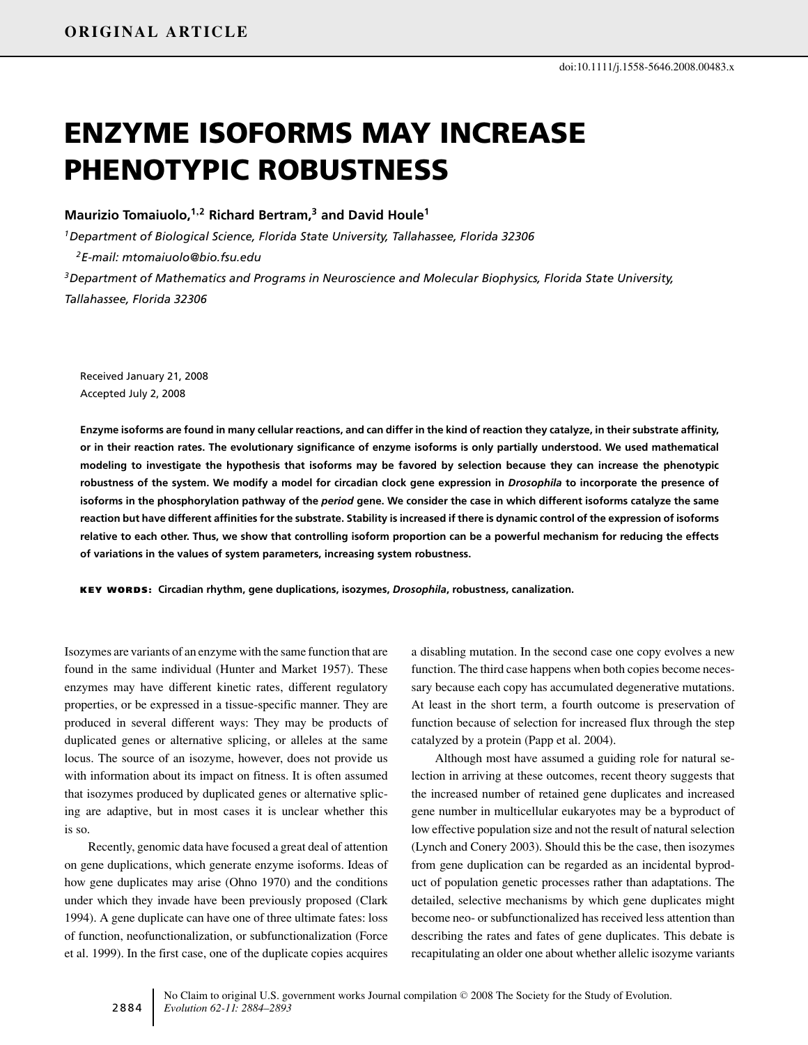ORIGINAL ARTICLE

doi:10.1111/j.1558-5646.2008.00483.x

# ENZYME ISOFORMS MAY INCREASE PHENOTYPIC ROBUSTNESS

**Maurizio Tomaiuolo,[1,2] Richard Bertram,[3] and David Houle[1]**

[1]*Department of Biological Science, Florida State University, Tallahassee, Florida 32306*

[2]*E-mail: mtomaiuolo@bio.fsu.edu*

[3]*Department of Mathematics and Programs in Neuroscience and Molecular Biophysics, Florida State University, Tallahassee, Florida 32306*

Received January 21, 2008
Accepted July 2, 2008

**Enzyme isoforms are found in many cellular reactions, and can differ in the kind of reaction they catalyze, in their substrate affinity, or in their reaction rates. The evolutionary significance of enzyme isoforms is only partially understood. We used mathematical modeling to investigate the hypothesis that isoforms may be favored by selection because they can increase the phenotypic robustness of the system. We modify a model for circadian clock gene expression in *Drosophila* to incorporate the presence of isoforms in the phosphorylation pathway of the *period* gene. We consider the case in which different isoforms catalyze the same reaction but have different affinities for the substrate. Stability is increased if there is dynamic control of the expression of isoforms relative to each other. Thus, we show that controlling isoform proportion can be a powerful mechanism for reducing the effects of variations in the values of system parameters, increasing system robustness.**

**KEY WORDS:** **Circadian rhythm, gene duplications, isozymes, *Drosophila*, robustness, canalization.**

Isozymes are variants of an enzyme with the same function that are found in the same individual (Hunter and Market 1957). These enzymes may have different kinetic rates, different regulatory properties, or be expressed in a tissue-specific manner. They are produced in several different ways: They may be products of duplicated genes or alternative splicing, or alleles at the same locus. The source of an isozyme, however, does not provide us with information about its impact on fitness. It is often assumed that isozymes produced by duplicated genes or alternative splicing are adaptive, but in most cases it is unclear whether this is so.

Recently, genomic data have focused a great deal of attention on gene duplications, which generate enzyme isoforms. Ideas of how gene duplicates may arise (Ohno 1970) and the conditions under which they invade have been previously proposed (Clark 1994). A gene duplicate can have one of three ultimate fates: loss of function, neofunctionalization, or subfunctionalization (Force et al. 1999). In the first case, one of the duplicate copies acquires a disabling mutation. In the second case one copy evolves a new function. The third case happens when both copies become necessary because each copy has accumulated degenerative mutations. At least in the short term, a fourth outcome is preservation of function because of selection for increased flux through the step catalyzed by a protein (Papp et al. 2004).

Although most have assumed a guiding role for natural selection in arriving at these outcomes, recent theory suggests that the increased number of retained gene duplicates and increased gene number in multicellular eukaryotes may be a byproduct of low effective population size and not the result of natural selection (Lynch and Conery 2003). Should this be the case, then isozymes from gene duplication can be regarded as an incidental byproduct of population genetic processes rather than adaptations. The detailed, selective mechanisms by which gene duplicates might become neo- or subfunctionalized has received less attention than describing the rates and fates of gene duplicates. This debate is recapitulating an older one about whether allelic isozyme variants

No Claim to original U.S. government works Journal compilation © 2008 The Society for the Study of Evolution.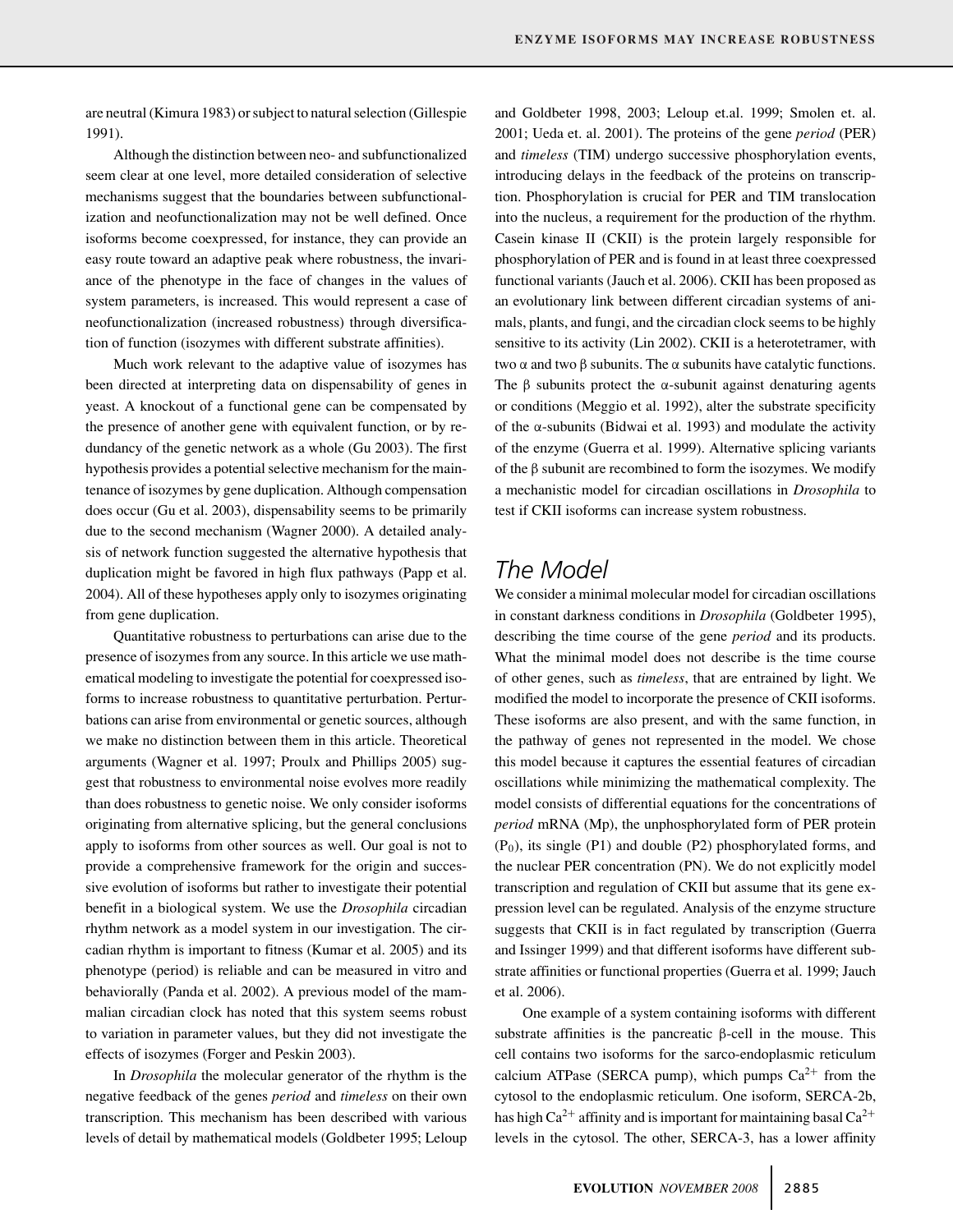are neutral (Kimura 1983) or subject to natural selection (Gillespie 1991).

Although the distinction between neo- and subfunctionalized seem clear at one level, more detailed consideration of selective mechanisms suggest that the boundaries between subfunctionalization and neofunctionalization may not be well defined. Once isoforms become coexpressed, for instance, they can provide an easy route toward an adaptive peak where robustness, the invariance of the phenotype in the face of changes in the values of system parameters, is increased. This would represent a case of neofunctionalization (increased robustness) through diversification of function (isozymes with different substrate affinities).

Much work relevant to the adaptive value of isozymes has been directed at interpreting data on dispensability of genes in yeast. A knockout of a functional gene can be compensated by the presence of another gene with equivalent function, or by redundancy of the genetic network as a whole (Gu 2003). The first hypothesis provides a potential selective mechanism for the maintenance of isozymes by gene duplication. Although compensation does occur (Gu et al. 2003), dispensability seems to be primarily due to the second mechanism (Wagner 2000). A detailed analysis of network function suggested the alternative hypothesis that duplication might be favored in high flux pathways (Papp et al. 2004). All of these hypotheses apply only to isozymes originating from gene duplication.

Quantitative robustness to perturbations can arise due to the presence of isozymes from any source. In this article we use mathematical modeling to investigate the potential for coexpressed isoforms to increase robustness to quantitative perturbation. Perturbations can arise from environmental or genetic sources, although we make no distinction between them in this article. Theoretical arguments (Wagner et al. 1997; Proulx and Phillips 2005) suggest that robustness to environmental noise evolves more readily than does robustness to genetic noise. We only consider isoforms originating from alternative splicing, but the general conclusions apply to isoforms from other sources as well. Our goal is not to provide a comprehensive framework for the origin and successive evolution of isoforms but rather to investigate their potential benefit in a biological system. We use the *Drosophila* circadian rhythm network as a model system in our investigation. The circadian rhythm is important to fitness (Kumar et al. 2005) and its phenotype (period) is reliable and can be measured in vitro and behaviorally (Panda et al. 2002). A previous model of the mammalian circadian clock has noted that this system seems robust to variation in parameter values, but they did not investigate the effects of isozymes (Forger and Peskin 2003).

In *Drosophila* the molecular generator of the rhythm is the negative feedback of the genes *period* and *timeless* on their own transcription. This mechanism has been described with various levels of detail by mathematical models (Goldbeter 1995; Leloup and Goldbeter 1998, 2003; Leloup et.al. 1999; Smolen et. al. 2001; Ueda et. al. 2001). The proteins of the gene *period* (PER) and *timeless* (TIM) undergo successive phosphorylation events, introducing delays in the feedback of the proteins on transcription. Phosphorylation is crucial for PER and TIM translocation into the nucleus, a requirement for the production of the rhythm. Casein kinase II (CKII) is the protein largely responsible for phosphorylation of PER and is found in at least three coexpressed functional variants (Jauch et al. 2006). CKII has been proposed as an evolutionary link between different circadian systems of animals, plants, and fungi, and the circadian clock seems to be highly sensitive to its activity (Lin 2002). CKII is a heterotetramer, with two $\alpha$ and two $\beta$ subunits. The $\alpha$ subunits have catalytic functions. The $\beta$ subunits protect the $\alpha$-subunit against denaturing agents or conditions (Meggio et al. 1992), alter the substrate specificity of the $\alpha$-subunits (Bidwai et al. 1993) and modulate the activity of the enzyme (Guerra et al. 1999). Alternative splicing variants of the $\beta$ subunit are recombined to form the isozymes. We modify a mechanistic model for circadian oscillations in *Drosophila* to test if CKII isoforms can increase system robustness.

## The Model

We consider a minimal molecular model for circadian oscillations in constant darkness conditions in *Drosophila* (Goldbeter 1995), describing the time course of the gene *period* and its products. What the minimal model does not describe is the time course of other genes, such as *timeless*, that are entrained by light. We modified the model to incorporate the presence of CKII isoforms. These isoforms are also present, and with the same function, in the pathway of genes not represented in the model. We chose this model because it captures the essential features of circadian oscillations while minimizing the mathematical complexity. The model consists of differential equations for the concentrations of *period* mRNA (Mp), the unphosphorylated form of PER protein ($P_0$), its single (P1) and double (P2) phosphorylated forms, and the nuclear PER concentration (PN). We do not explicitly model transcription and regulation of CKII but assume that its gene expression level can be regulated. Analysis of the enzyme structure suggests that CKII is in fact regulated by transcription (Guerra and Issinger 1999) and that different isoforms have different substrate affinities or functional properties (Guerra et al. 1999; Jauch et al. 2006).

One example of a system containing isoforms with different substrate affinities is the pancreatic $\beta$-cell in the mouse. This cell contains two isoforms for the sarco-endoplasmic reticulum calcium ATPase (SERCA pump), which pumps $Ca^{2+}$ from the cytosol to the endoplasmic reticulum. One isoform, SERCA-2b, has high $Ca^{2+}$ affinity and is important for maintaining basal $Ca^{2+}$ levels in the cytosol. The other, SERCA-3, has a lower affinity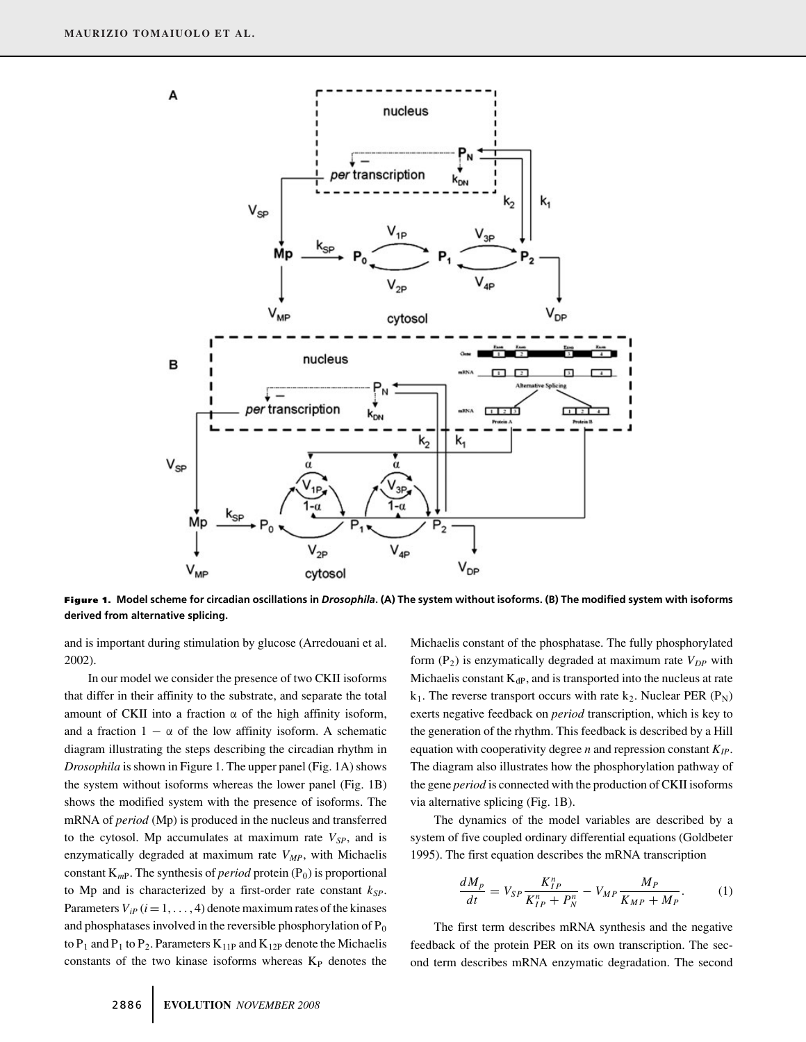**Figure 1.** **Model scheme for circadian oscillations in *Drosophila*. (A) The system without isoforms. (B) The modified system with isoforms derived from alternative splicing.**

and is important during stimulation by glucose (Arredouani et al. 2002).

In our model we consider the presence of two CKII isoforms that differ in their affinity to the substrate, and separate the total amount of CKII into a fraction α of the high affinity isoform, and a fraction 1 − α of the low affinity isoform. A schematic diagram illustrating the steps describing the circadian rhythm in *Drosophila* is shown in Figure 1. The upper panel (Fig. 1A) shows the system without isoforms whereas the lower panel (Fig. 1B) shows the modified system with the presence of isoforms. The mRNA of *period* (Mp) is produced in the nucleus and transferred to the cytosol. Mp accumulates at maximum rate $V_{SP}$, and is enzymatically degraded at maximum rate $V_{MP}$, with Michaelis constant $K_{mP}$. The synthesis of *period* protein ($P_0$) is proportional to Mp and is characterized by a first-order rate constant $k_{SP}$. Parameters $V_{iP}$ ($i = 1, \ldots, 4$) denote maximum rates of the kinases and phosphatases involved in the reversible phosphorylation of $P_0$ to $P_1$ and $P_1$ to $P_2$. Parameters $K_{11P}$ and $K_{12P}$ denote the Michaelis constants of the two kinase isoforms whereas $K_P$ denotes the Michaelis constant of the phosphatase. The fully phosphorylated form ($P_2$) is enzymatically degraded at maximum rate $V_{DP}$ with Michaelis constant $K_{dP}$, and is transported into the nucleus at rate $k_1$. The reverse transport occurs with rate $k_2$. Nuclear PER ($P_N$) exerts negative feedback on *period* transcription, which is key to the generation of the rhythm. This feedback is described by a Hill equation with cooperativity degree $n$ and repression constant $K_{IP}$. The diagram also illustrates how the phosphorylation pathway of the gene *period* is connected with the production of CKII isoforms via alternative splicing (Fig. 1B).

The dynamics of the model variables are described by a system of five coupled ordinary differential equations (Goldbeter 1995). The first equation describes the mRNA transcription

$$\frac{dM_p}{dt} = V_{SP}\frac{K_{IP}^n}{K_{IP}^n + P_N^n} - V_{MP}\frac{M_P}{K_{MP} + M_P}. \qquad (1)$$

The first term describes mRNA synthesis and the negative feedback of the protein PER on its own transcription. The second term describes mRNA enzymatic degradation. The second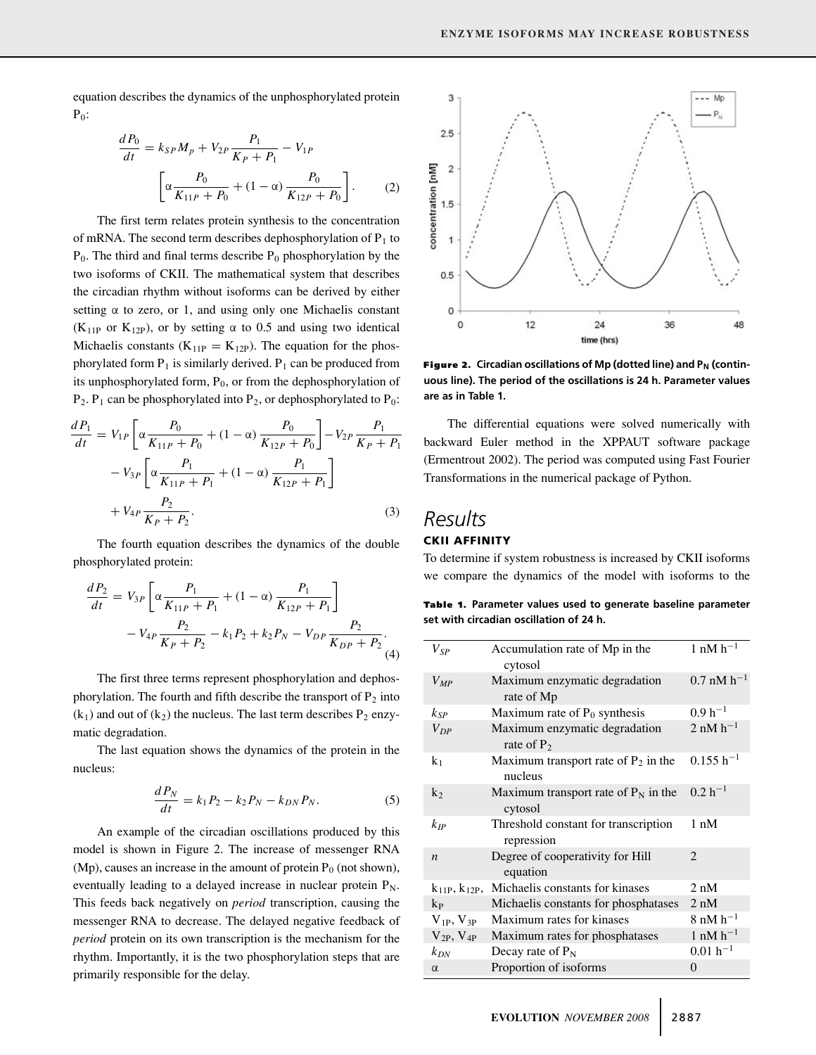equation describes the dynamics of the unphosphorylated protein $P_0$:

$$\frac{dP_0}{dt} = k_{SP} M_p + V_{2P} \frac{P_1}{K_P + P_1} - V_{1P} \left[ \alpha \frac{P_0}{K_{11P} + P_0} + (1 - \alpha) \frac{P_0}{K_{12P} + P_0} \right]. \tag{2}$$

The first term relates protein synthesis to the concentration of mRNA. The second term describes dephosphorylation of $P_1$ to $P_0$. The third and final terms describe $P_0$ phosphorylation by the two isoforms of CKII. The mathematical system that describes the circadian rhythm without isoforms can be derived by either setting α to zero, or 1, and using only one Michaelis constant ($K_{11P}$ or $K_{12P}$), or by setting α to 0.5 and using two identical Michaelis constants ($K_{11P} = K_{12P}$). The equation for the phosphorylated form $P_1$ is similarly derived. $P_1$ can be produced from its unphosphorylated form, $P_0$, or from the dephosphorylation of $P_2$. $P_1$ can be phosphorylated into $P_2$, or dephosphorylated to $P_0$:

$$\frac{dP_1}{dt} = V_{1P} \left[ \alpha \frac{P_0}{K_{11P} + P_0} + (1 - \alpha) \frac{P_0}{K_{12P} + P_0} \right] - V_{2P} \frac{P_1}{K_P + P_1} - V_{3P} \left[ \alpha \frac{P_1}{K_{11P} + P_1} + (1 - \alpha) \frac{P_1}{K_{12P} + P_1} \right] + V_{4P} \frac{P_2}{K_P + P_2}. \tag{3}$$

The fourth equation describes the dynamics of the double phosphorylated protein:

$$\frac{dP_2}{dt} = V_{3P} \left[ \alpha \frac{P_1}{K_{11P} + P_1} + (1 - \alpha) \frac{P_1}{K_{12P} + P_1} \right] - V_{4P} \frac{P_2}{K_P + P_2} - k_1 P_2 + k_2 P_N - V_{DP} \frac{P_2}{K_{DP} + P_2}. \tag{4}$$

The first three terms represent phosphorylation and dephosphorylation. The fourth and fifth describe the transport of $P_2$ into ($k_1$) and out of ($k_2$) the nucleus. The last term describes $P_2$ enzymatic degradation.

The last equation shows the dynamics of the protein in the nucleus:

$$\frac{dP_N}{dt} = k_1 P_2 - k_2 P_N - k_{DN} P_N. \tag{5}$$

An example of the circadian oscillations produced by this model is shown in Figure 2. The increase of messenger RNA (Mp), causes an increase in the amount of protein $P_0$ (not shown), eventually leading to a delayed increase in nuclear protein $P_N$. This feeds back negatively on *period* transcription, causing the messenger RNA to decrease. The delayed negative feedback of *period* protein on its own transcription is the mechanism for the rhythm. Importantly, it is the two phosphorylation steps that are primarily responsible for the delay.

**Figure 2. Circadian oscillations of Mp (dotted line) and $P_N$ (continuous line). The period of the oscillations is 24 h. Parameter values are as in Table 1.**

The differential equations were solved numerically with backward Euler method in the XPPAUT software package (Ermentrout 2002). The period was computed using Fast Fourier Transformations in the numerical package of Python.

# Results

## CKII AFFINITY

To determine if system robustness is increased by CKII isoforms we compare the dynamics of the model with isoforms to the

**Table 1. Parameter values used to generate baseline parameter set with circadian oscillation of 24 h.**

| | | |
|---|---|---|
| $V_{SP}$ | Accumulation rate of Mp in the cytosol | 1 nM $h^{-1}$ |
| $V_{MP}$ | Maximum enzymatic degradation rate of Mp | 0.7 nM $h^{-1}$ |
| $k_{SP}$ | Maximum rate of $P_0$ synthesis | 0.9 $h^{-1}$ |
| $V_{DP}$ | Maximum enzymatic degradation rate of $P_2$ | 2 nM $h^{-1}$ |
| $k_1$ | Maximum transport rate of $P_2$ in the nucleus | 0.155 $h^{-1}$ |
| $k_2$ | Maximum transport rate of $P_N$ in the cytosol | 0.2 $h^{-1}$ |
| $k_{IP}$ | Threshold constant for transcription repression | 1 nM |
| $n$ | Degree of cooperativity for Hill equation | 2 |
| $k_{11P}$, $k_{12P}$, | Michaelis constants for kinases | 2 nM |
| $k_P$ | Michaelis constants for phosphatases | 2 nM |
| $V_{1P}$, $V_{3P}$ | Maximum rates for kinases | 8 nM $h^{-1}$ |
| $V_{2P}$, $V_{4P}$ | Maximum rates for phosphatases | 1 nM $h^{-1}$ |
| $k_{DN}$ | Decay rate of $P_N$ | 0.01 $h^{-1}$ |
| α | Proportion of isoforms | 0 |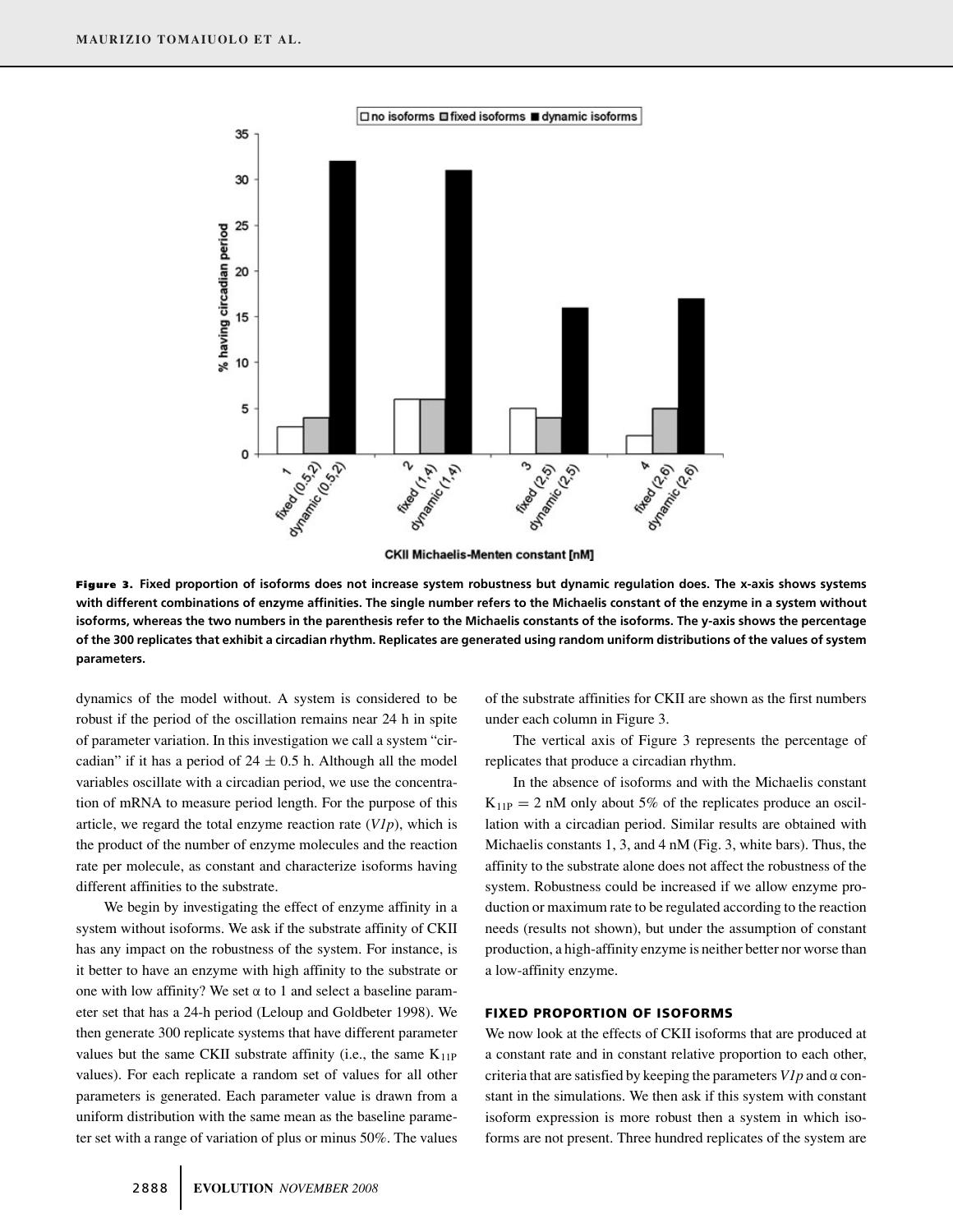**Figure 3.** **Fixed proportion of isoforms does not increase system robustness but dynamic regulation does. The x-axis shows systems with different combinations of enzyme affinities. The single number refers to the Michaelis constant of the enzyme in a system without isoforms, whereas the two numbers in the parenthesis refer to the Michaelis constants of the isoforms. The y-axis shows the percentage of the 300 replicates that exhibit a circadian rhythm. Replicates are generated using random uniform distributions of the values of system parameters.**

dynamics of the model without. A system is considered to be robust if the period of the oscillation remains near 24 h in spite of parameter variation. In this investigation we call a system "circadian" if it has a period of $24 \pm 0.5$ h. Although all the model variables oscillate with a circadian period, we use the concentration of mRNA to measure period length. For the purpose of this article, we regard the total enzyme reaction rate (*V1p*), which is the product of the number of enzyme molecules and the reaction rate per molecule, as constant and characterize isoforms having different affinities to the substrate.

We begin by investigating the effect of enzyme affinity in a system without isoforms. We ask if the substrate affinity of CKII has any impact on the robustness of the system. For instance, is it better to have an enzyme with high affinity to the substrate or one with low affinity? We set $\alpha$ to 1 and select a baseline parameter set that has a 24-h period (Leloup and Goldbeter 1998). We then generate 300 replicate systems that have different parameter values but the same CKII substrate affinity (i.e., the same $K_{11P}$ values). For each replicate a random set of values for all other parameters is generated. Each parameter value is drawn from a uniform distribution with the same mean as the baseline parameter set with a range of variation of plus or minus 50%. The values of the substrate affinities for CKII are shown as the first numbers under each column in Figure 3.

The vertical axis of Figure 3 represents the percentage of replicates that produce a circadian rhythm.

In the absence of isoforms and with the Michaelis constant $K_{11P} = 2$ nM only about 5% of the replicates produce an oscillation with a circadian period. Similar results are obtained with Michaelis constants 1, 3, and 4 nM (Fig. 3, white bars). Thus, the affinity to the substrate alone does not affect the robustness of the system. Robustness could be increased if we allow enzyme production or maximum rate to be regulated according to the reaction needs (results not shown), but under the assumption of constant production, a high-affinity enzyme is neither better nor worse than a low-affinity enzyme.

### FIXED PROPORTION OF ISOFORMS

We now look at the effects of CKII isoforms that are produced at a constant rate and in constant relative proportion to each other, criteria that are satisfied by keeping the parameters *V1p* and $\alpha$ constant in the simulations. We then ask if this system with constant isoform expression is more robust then a system in which isoforms are not present. Three hundred replicates of the system are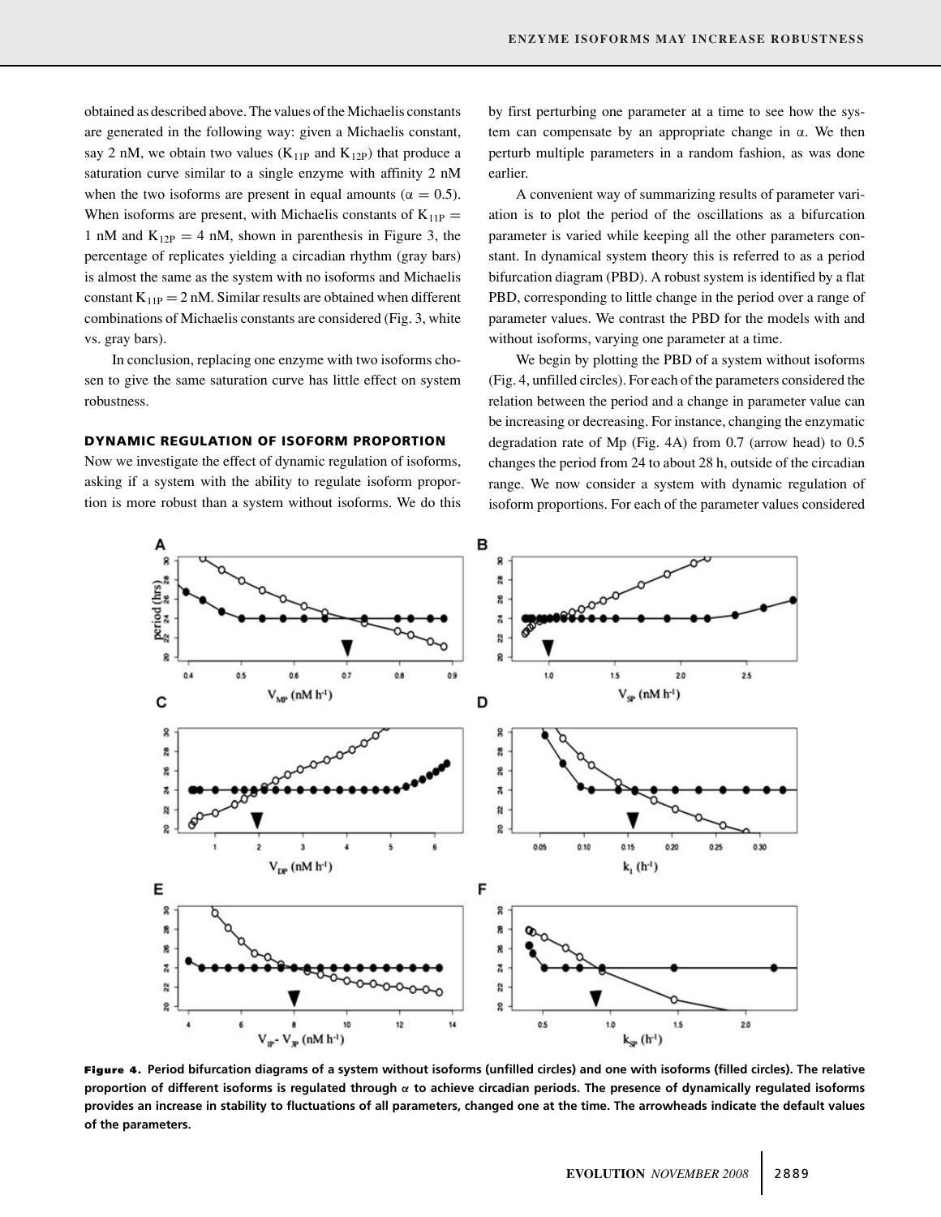obtained as described above. The values of the Michaelis constants are generated in the following way: given a Michaelis constant, say 2 nM, we obtain two values ($K_{11P}$ and $K_{12P}$) that produce a saturation curve similar to a single enzyme with affinity 2 nM when the two isoforms are present in equal amounts ($\alpha = 0.5$). When isoforms are present, with Michaelis constants of $K_{11P} = 1$ nM and $K_{12P} = 4$ nM, shown in parenthesis in Figure 3, the percentage of replicates yielding a circadian rhythm (gray bars) is almost the same as the system with no isoforms and Michaelis constant $K_{11P} = 2$ nM. Similar results are obtained when different combinations of Michaelis constants are considered (Fig. 3, white vs. gray bars).

In conclusion, replacing one enzyme with two isoforms chosen to give the same saturation curve has little effect on system robustness.

### DYNAMIC REGULATION OF ISOFORM PROPORTION

Now we investigate the effect of dynamic regulation of isoforms, asking if a system with the ability to regulate isoform proportion is more robust than a system without isoforms. We do this by first perturbing one parameter at a time to see how the system can compensate by an appropriate change in $\alpha$. We then perturb multiple parameters in a random fashion, as was done earlier.

A convenient way of summarizing results of parameter variation is to plot the period of the oscillations as a bifurcation parameter is varied while keeping all the other parameters constant. In dynamical system theory this is referred to as a period bifurcation diagram (PBD). A robust system is identified by a flat PBD, corresponding to little change in the period over a range of parameter values. We contrast the PBD for the models with and without isoforms, varying one parameter at a time.

We begin by plotting the PBD of a system without isoforms (Fig. 4, unfilled circles). For each of the parameters considered the relation between the period and a change in parameter value can be increasing or decreasing. For instance, changing the enzymatic degradation rate of Mp (Fig. 4A) from 0.7 (arrow head) to 0.5 changes the period from 24 to about 28 h, outside of the circadian range. We now consider a system with dynamic regulation of isoform proportions. For each of the parameter values considered

**Figure 4.** Period bifurcation diagrams of a system without isoforms (unfilled circles) and one with isoforms (filled circles). The relative proportion of different isoforms is regulated through $\alpha$ to achieve circadian periods. The presence of dynamically regulated isoforms provides an increase in stability to fluctuations of all parameters, changed one at the time. The arrowheads indicate the default values of the parameters.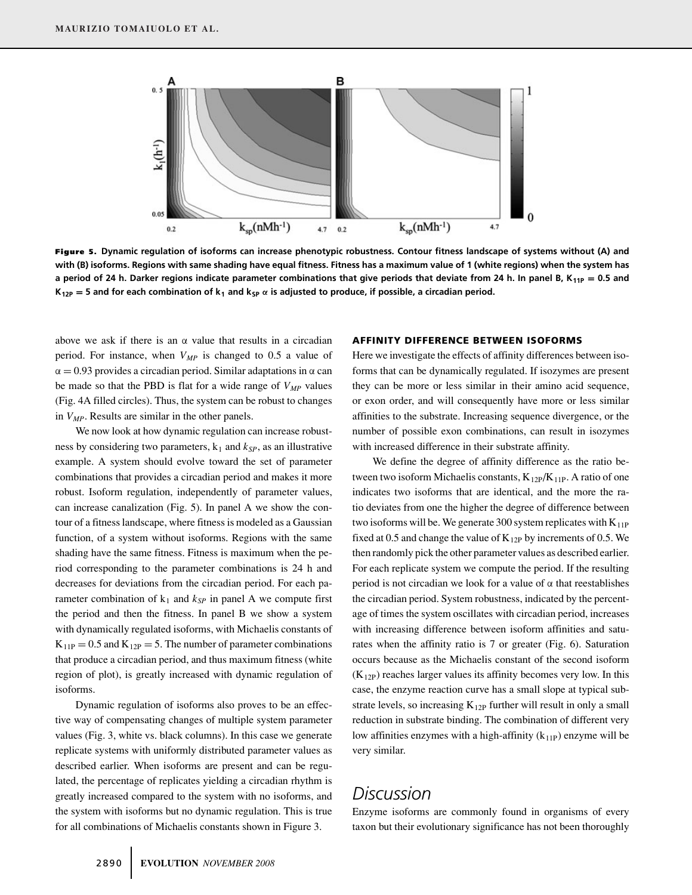**Figure 5.** Dynamic regulation of isoforms can increase phenotypic robustness. Contour fitness landscape of systems without (A) and with (B) isoforms. Regions with same shading have equal fitness. Fitness has a maximum value of 1 (white regions) when the system has a period of 24 h. Darker regions indicate parameter combinations that give periods that deviate from 24 h. In panel B, $K_{11P} = 0.5$ and $K_{12P} = 5$ and for each combination of $k_1$ and $k_{SP}$ $\alpha$ is adjusted to produce, if possible, a circadian period.

above we ask if there is an $\alpha$ value that results in a circadian period. For instance, when $V_{MP}$ is changed to 0.5 a value of $\alpha = 0.93$ provides a circadian period. Similar adaptations in $\alpha$ can be made so that the PBD is flat for a wide range of $V_{MP}$ values (Fig. 4A filled circles). Thus, the system can be robust to changes in $V_{MP}$. Results are similar in the other panels.

We now look at how dynamic regulation can increase robustness by considering two parameters, $k_1$ and $k_{SP}$, as an illustrative example. A system should evolve toward the set of parameter combinations that provides a circadian period and makes it more robust. Isoform regulation, independently of parameter values, can increase canalization (Fig. 5). In panel A we show the contour of a fitness landscape, where fitness is modeled as a Gaussian function, of a system without isoforms. Regions with the same shading have the same fitness. Fitness is maximum when the period corresponding to the parameter combinations is 24 h and decreases for deviations from the circadian period. For each parameter combination of $k_1$ and $k_{SP}$ in panel A we compute first the period and then the fitness. In panel B we show a system with dynamically regulated isoforms, with Michaelis constants of $K_{11P} = 0.5$ and $K_{12P} = 5$. The number of parameter combinations that produce a circadian period, and thus maximum fitness (white region of plot), is greatly increased with dynamic regulation of isoforms.

Dynamic regulation of isoforms also proves to be an effective way of compensating changes of multiple system parameter values (Fig. 3, white vs. black columns). In this case we generate replicate systems with uniformly distributed parameter values as described earlier. When isoforms are present and can be regulated, the percentage of replicates yielding a circadian rhythm is greatly increased compared to the system with no isoforms, and the system with isoforms but no dynamic regulation. This is true for all combinations of Michaelis constants shown in Figure 3.

### AFFINITY DIFFERENCE BETWEEN ISOFORMS

Here we investigate the effects of affinity differences between isoforms that can be dynamically regulated. If isozymes are present they can be more or less similar in their amino acid sequence, or exon order, and will consequently have more or less similar affinities to the substrate. Increasing sequence divergence, or the number of possible exon combinations, can result in isozymes with increased difference in their substrate affinity.

We define the degree of affinity difference as the ratio between two isoform Michaelis constants, $K_{12P}/K_{11P}$. A ratio of one indicates two isoforms that are identical, and the more the ratio deviates from one the higher the degree of difference between two isoforms will be. We generate 300 system replicates with $K_{11P}$ fixed at 0.5 and change the value of $K_{12P}$ by increments of 0.5. We then randomly pick the other parameter values as described earlier. For each replicate system we compute the period. If the resulting period is not circadian we look for a value of $\alpha$ that reestablishes the circadian period. System robustness, indicated by the percentage of times the system oscillates with circadian period, increases with increasing difference between isoform affinities and saturates when the affinity ratio is 7 or greater (Fig. 6). Saturation occurs because as the Michaelis constant of the second isoform ($K_{12P}$) reaches larger values its affinity becomes very low. In this case, the enzyme reaction curve has a small slope at typical substrate levels, so increasing $K_{12P}$ further will result in only a small reduction in substrate binding. The combination of different very low affinities enzymes with a high-affinity ($k_{11P}$) enzyme will be very similar.

## Discussion

Enzyme isoforms are commonly found in organisms of every taxon but their evolutionary significance has not been thoroughly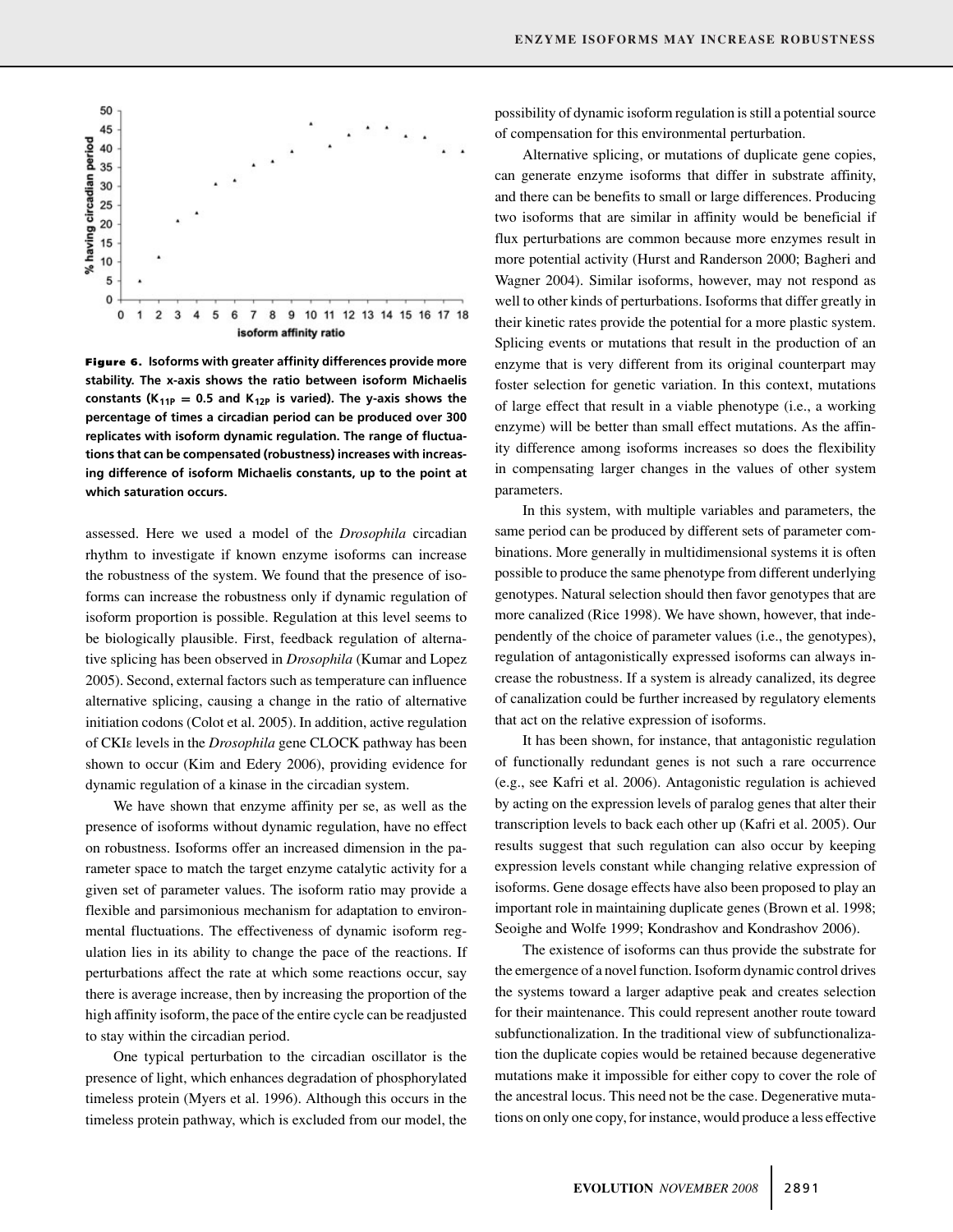50
45
40
35
30
25
20
15
10
5
0

% having circadian period

0 1 2 3 4 5 6 7 8 9 10 11 12 13 14 15 16 17 18

isoform affinity ratio

**Figure 6.** **Isoforms with greater affinity differences provide more stability. The x-axis shows the ratio between isoform Michaelis constants ($K_{11P} = 0.5$ and $K_{12P}$ is varied). The y-axis shows the percentage of times a circadian period can be produced over 300 replicates with isoform dynamic regulation. The range of fluctuations that can be compensated (robustness) increases with increasing difference of isoform Michaelis constants, up to the point at which saturation occurs.**

assessed. Here we used a model of the *Drosophila* circadian rhythm to investigate if known enzyme isoforms can increase the robustness of the system. We found that the presence of isoforms can increase the robustness only if dynamic regulation of isoform proportion is possible. Regulation at this level seems to be biologically plausible. First, feedback regulation of alternative splicing has been observed in *Drosophila* (Kumar and Lopez 2005). Second, external factors such as temperature can influence alternative splicing, causing a change in the ratio of alternative initiation codons (Colot et al. 2005). In addition, active regulation of CKIε levels in the *Drosophila* gene CLOCK pathway has been shown to occur (Kim and Edery 2006), providing evidence for dynamic regulation of a kinase in the circadian system.

We have shown that enzyme affinity per se, as well as the presence of isoforms without dynamic regulation, have no effect on robustness. Isoforms offer an increased dimension in the parameter space to match the target enzyme catalytic activity for a given set of parameter values. The isoform ratio may provide a flexible and parsimonious mechanism for adaptation to environmental fluctuations. The effectiveness of dynamic isoform regulation lies in its ability to change the pace of the reactions. If perturbations affect the rate at which some reactions occur, say there is average increase, then by increasing the proportion of the high affinity isoform, the pace of the entire cycle can be readjusted to stay within the circadian period.

One typical perturbation to the circadian oscillator is the presence of light, which enhances degradation of phosphorylated timeless protein (Myers et al. 1996). Although this occurs in the timeless protein pathway, which is excluded from our model, the possibility of dynamic isoform regulation is still a potential source of compensation for this environmental perturbation.

Alternative splicing, or mutations of duplicate gene copies, can generate enzyme isoforms that differ in substrate affinity, and there can be benefits to small or large differences. Producing two isoforms that are similar in affinity would be beneficial if flux perturbations are common because more enzymes result in more potential activity (Hurst and Randerson 2000; Bagheri and Wagner 2004). Similar isoforms, however, may not respond as well to other kinds of perturbations. Isoforms that differ greatly in their kinetic rates provide the potential for a more plastic system. Splicing events or mutations that result in the production of an enzyme that is very different from its original counterpart may foster selection for genetic variation. In this context, mutations of large effect that result in a viable phenotype (i.e., a working enzyme) will be better than small effect mutations. As the affinity difference among isoforms increases so does the flexibility in compensating larger changes in the values of other system parameters.

In this system, with multiple variables and parameters, the same period can be produced by different sets of parameter combinations. More generally in multidimensional systems it is often possible to produce the same phenotype from different underlying genotypes. Natural selection should then favor genotypes that are more canalized (Rice 1998). We have shown, however, that independently of the choice of parameter values (i.e., the genotypes), regulation of antagonistically expressed isoforms can always increase the robustness. If a system is already canalized, its degree of canalization could be further increased by regulatory elements that act on the relative expression of isoforms.

It has been shown, for instance, that antagonistic regulation of functionally redundant genes is not such a rare occurrence (e.g., see Kafri et al. 2006). Antagonistic regulation is achieved by acting on the expression levels of paralog genes that alter their transcription levels to back each other up (Kafri et al. 2005). Our results suggest that such regulation can also occur by keeping expression levels constant while changing relative expression of isoforms. Gene dosage effects have also been proposed to play an important role in maintaining duplicate genes (Brown et al. 1998; Seoighe and Wolfe 1999; Kondrashov and Kondrashov 2006).

The existence of isoforms can thus provide the substrate for the emergence of a novel function. Isoform dynamic control drives the systems toward a larger adaptive peak and creates selection for their maintenance. This could represent another route toward subfunctionalization. In the traditional view of subfunctionalization the duplicate copies would be retained because degenerative mutations make it impossible for either copy to cover the role of the ancestral locus. This need not be the case. Degenerative mutations on only one copy, for instance, would produce a less effective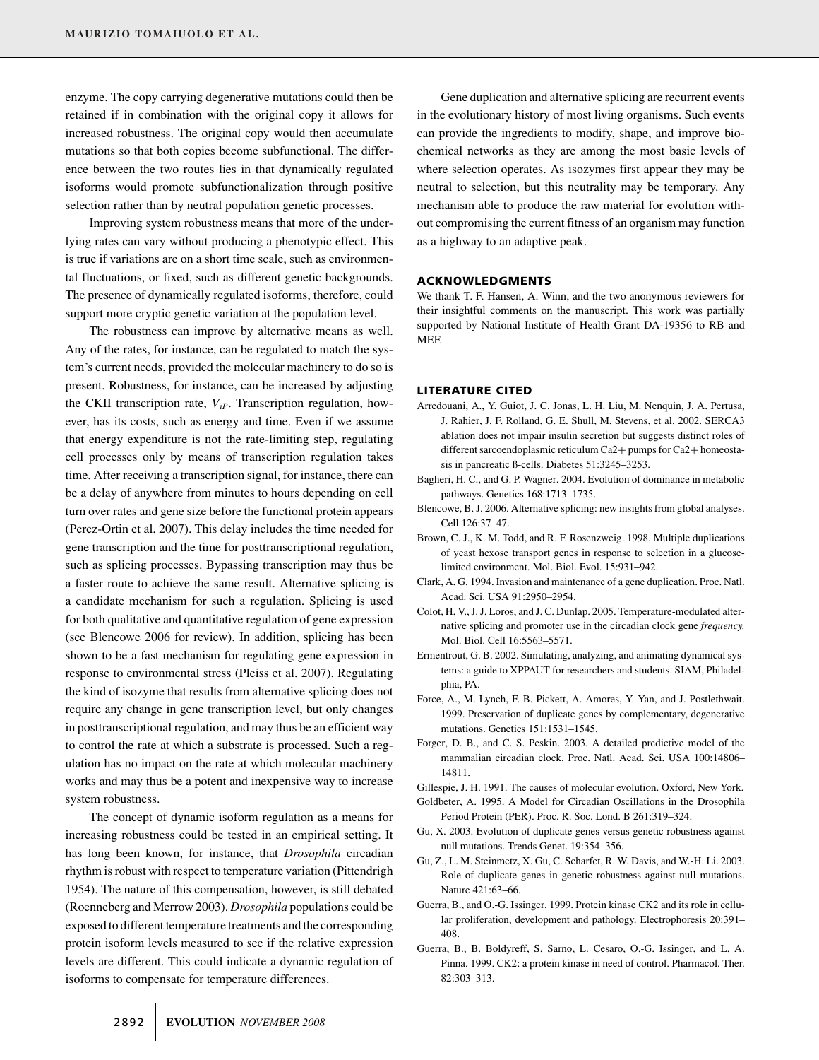enzyme. The copy carrying degenerative mutations could then be retained if in combination with the original copy it allows for increased robustness. The original copy would then accumulate mutations so that both copies become subfunctional. The difference between the two routes lies in that dynamically regulated isoforms would promote subfunctionalization through positive selection rather than by neutral population genetic processes.

Improving system robustness means that more of the underlying rates can vary without producing a phenotypic effect. This is true if variations are on a short time scale, such as environmental fluctuations, or fixed, such as different genetic backgrounds. The presence of dynamically regulated isoforms, therefore, could support more cryptic genetic variation at the population level.

The robustness can improve by alternative means as well. Any of the rates, for instance, can be regulated to match the system's current needs, provided the molecular machinery to do so is present. Robustness, for instance, can be increased by adjusting the CKII transcription rate, $V_{iP}$. Transcription regulation, however, has its costs, such as energy and time. Even if we assume that energy expenditure is not the rate-limiting step, regulating cell processes only by means of transcription regulation takes time. After receiving a transcription signal, for instance, there can be a delay of anywhere from minutes to hours depending on cell turn over rates and gene size before the functional protein appears (Perez-Ortin et al. 2007). This delay includes the time needed for gene transcription and the time for posttranscriptional regulation, such as splicing processes. Bypassing transcription may thus be a faster route to achieve the same result. Alternative splicing is a candidate mechanism for such a regulation. Splicing is used for both qualitative and quantitative regulation of gene expression (see Blencowe 2006 for review). In addition, splicing has been shown to be a fast mechanism for regulating gene expression in response to environmental stress (Pleiss et al. 2007). Regulating the kind of isozyme that results from alternative splicing does not require any change in gene transcription level, but only changes in posttranscriptional regulation, and may thus be an efficient way to control the rate at which a substrate is processed. Such a regulation has no impact on the rate at which molecular machinery works and may thus be a potent and inexpensive way to increase system robustness.

The concept of dynamic isoform regulation as a means for increasing robustness could be tested in an empirical setting. It has long been known, for instance, that *Drosophila* circadian rhythm is robust with respect to temperature variation (Pittendrigh 1954). The nature of this compensation, however, is still debated (Roenneberg and Merrow 2003). *Drosophila* populations could be exposed to different temperature treatments and the corresponding protein isoform levels measured to see if the relative expression levels are different. This could indicate a dynamic regulation of isoforms to compensate for temperature differences.

Gene duplication and alternative splicing are recurrent events in the evolutionary history of most living organisms. Such events can provide the ingredients to modify, shape, and improve biochemical networks as they are among the most basic levels of where selection operates. As isozymes first appear they may be neutral to selection, but this neutrality may be temporary. Any mechanism able to produce the raw material for evolution without compromising the current fitness of an organism may function as a highway to an adaptive peak.

## ACKNOWLEDGMENTS

We thank T. F. Hansen, A. Winn, and the two anonymous reviewers for their insightful comments on the manuscript. This work was partially supported by National Institute of Health Grant DA-19356 to RB and MEF.

## LITERATURE CITED

Arredouani, A., Y. Guiot, J. C. Jonas, L. H. Liu, M. Nenquin, J. A. Pertusa, J. Rahier, J. F. Rolland, G. E. Shull, M. Stevens, et al. 2002. SERCA3 ablation does not impair insulin secretion but suggests distinct roles of different sarcoendoplasmic reticulum Ca2+ pumps for Ca2+ homeostasis in pancreatic ß-cells. Diabetes 51:3245–3253.

Bagheri, H. C., and G. P. Wagner. 2004. Evolution of dominance in metabolic pathways. Genetics 168:1713–1735.

Blencowe, B. J. 2006. Alternative splicing: new insights from global analyses. Cell 126:37–47.

Brown, C. J., K. M. Todd, and R. F. Rosenzweig. 1998. Multiple duplications of yeast hexose transport genes in response to selection in a glucose-limited environment. Mol. Biol. Evol. 15:931–942.

Clark, A. G. 1994. Invasion and maintenance of a gene duplication. Proc. Natl. Acad. Sci. USA 91:2950–2954.

Colot, H. V., J. J. Loros, and J. C. Dunlap. 2005. Temperature-modulated alternative splicing and promoter use in the circadian clock gene *frequency*. Mol. Biol. Cell 16:5563–5571.

Ermentrout, G. B. 2002. Simulating, analyzing, and animating dynamical systems: a guide to XPPAUT for researchers and students. SIAM, Philadelphia, PA.

Force, A., M. Lynch, F. B. Pickett, A. Amores, Y. Yan, and J. Postlethwait. 1999. Preservation of duplicate genes by complementary, degenerative mutations. Genetics 151:1531–1545.

Forger, D. B., and C. S. Peskin. 2003. A detailed predictive model of the mammalian circadian clock. Proc. Natl. Acad. Sci. USA 100:14806–14811.

Gillespie, J. H. 1991. The causes of molecular evolution. Oxford, New York.

Goldbeter, A. 1995. A Model for Circadian Oscillations in the Drosophila Period Protein (PER). Proc. R. Soc. Lond. B 261:319–324.

Gu, X. 2003. Evolution of duplicate genes versus genetic robustness against null mutations. Trends Genet. 19:354–356.

Gu, Z., L. M. Steinmetz, X. Gu, C. Scharfet, R. W. Davis, and W.-H. Li. 2003. Role of duplicate genes in genetic robustness against null mutations. Nature 421:63–66.

Guerra, B., and O.-G. Issinger. 1999. Protein kinase CK2 and its role in cellular proliferation, development and pathology. Electrophoresis 20:391–408.

Guerra, B., B. Boldyreff, S. Sarno, L. Cesaro, O.-G. Issinger, and L. A. Pinna. 1999. CK2: a protein kinase in need of control. Pharmacol. Ther. 82:303–313.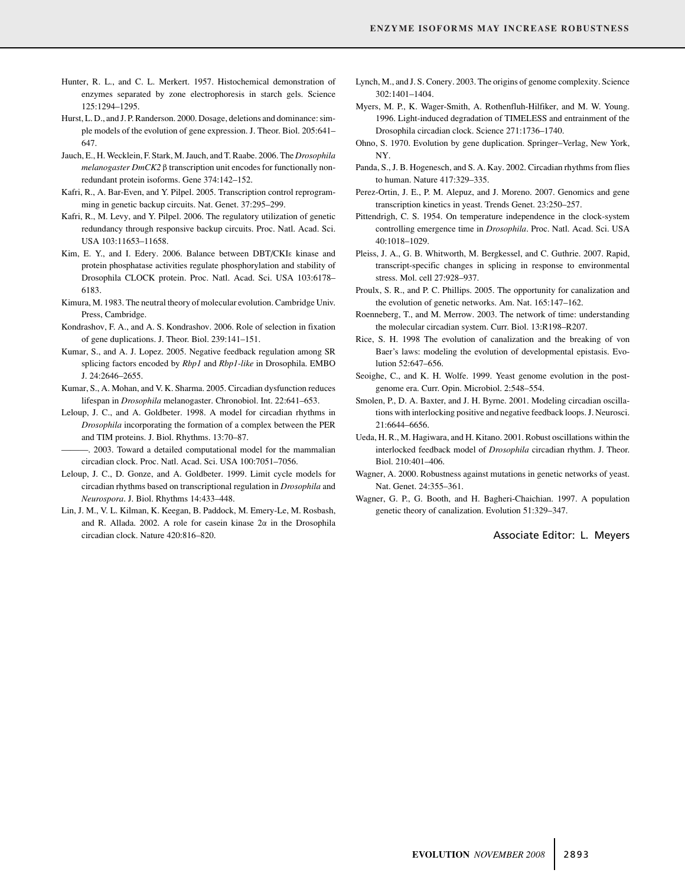Hunter, R. L., and C. L. Merkert. 1957. Histochemical demonstration of enzymes separated by zone electrophoresis in starch gels. Science 125:1294–1295.

Hurst, L. D., and J. P. Randerson. 2000. Dosage, deletions and dominance: simple models of the evolution of gene expression. J. Theor. Biol. 205:641–647.

Jauch, E., H. Wecklein, F. Stark, M. Jauch, and T. Raabe. 2006. The *Drosophila melanogaster DmCK2* β transcription unit encodes for functionally non-redundant protein isoforms. Gene 374:142–152.

Kafri, R., A. Bar-Even, and Y. Pilpel. 2005. Transcription control reprogramming in genetic backup circuits. Nat. Genet. 37:295–299.

Kafri, R., M. Levy, and Y. Pilpel. 2006. The regulatory utilization of genetic redundancy through responsive backup circuits. Proc. Natl. Acad. Sci. USA 103:11653–11658.

Kim, E. Y., and I. Edery. 2006. Balance between DBT/CKIε kinase and protein phosphatase activities regulate phosphorylation and stability of Drosophila CLOCK protein. Proc. Natl. Acad. Sci. USA 103:6178–6183.

Kimura, M. 1983. The neutral theory of molecular evolution. Cambridge Univ. Press, Cambridge.

Kondrashov, F. A., and A. S. Kondrashov. 2006. Role of selection in fixation of gene duplications. J. Theor. Biol. 239:141–151.

Kumar, S., and A. J. Lopez. 2005. Negative feedback regulation among SR splicing factors encoded by *Rbp1* and *Rbp1-like* in Drosophila. EMBO J. 24:2646–2655.

Kumar, S., A. Mohan, and V. K. Sharma. 2005. Circadian dysfunction reduces lifespan in *Drosophila* melanogaster. Chronobiol. Int. 22:641–653.

Leloup, J. C., and A. Goldbeter. 1998. A model for circadian rhythms in *Drosophila* incorporating the formation of a complex between the PER and TIM proteins. J. Biol. Rhythms. 13:70–87.

———. 2003. Toward a detailed computational model for the mammalian circadian clock. Proc. Natl. Acad. Sci. USA 100:7051–7056.

Leloup, J. C., D. Gonze, and A. Goldbeter. 1999. Limit cycle models for circadian rhythms based on transcriptional regulation in *Drosophila* and *Neurospora*. J. Biol. Rhythms 14:433–448.

Lin, J. M., V. L. Kilman, K. Keegan, B. Paddock, M. Emery-Le, M. Rosbash, and R. Allada. 2002. A role for casein kinase 2α in the Drosophila circadian clock. Nature 420:816–820.

Lynch, M., and J. S. Conery. 2003. The origins of genome complexity. Science 302:1401–1404.

Myers, M. P., K. Wager-Smith, A. Rothenfluh-Hilfiker, and M. W. Young. 1996. Light-induced degradation of TIMELESS and entrainment of the Drosophila circadian clock. Science 271:1736–1740.

Ohno, S. 1970. Evolution by gene duplication. Springer–Verlag, New York, NY.

Panda, S., J. B. Hogenesch, and S. A. Kay. 2002. Circadian rhythms from flies to human. Nature 417:329–335.

Perez-Ortin, J. E., P. M. Alepuz, and J. Moreno. 2007. Genomics and gene transcription kinetics in yeast. Trends Genet. 23:250–257.

Pittendrigh, C. S. 1954. On temperature independence in the clock-system controlling emergence time in *Drosophila*. Proc. Natl. Acad. Sci. USA 40:1018–1029.

Pleiss, J. A., G. B. Whitworth, M. Bergkessel, and C. Guthrie. 2007. Rapid, transcript-specific changes in splicing in response to environmental stress. Mol. cell 27:928–937.

Proulx, S. R., and P. C. Phillips. 2005. The opportunity for canalization and the evolution of genetic networks. Am. Nat. 165:147–162.

Roenneberg, T., and M. Merrow. 2003. The network of time: understanding the molecular circadian system. Curr. Biol. 13:R198–R207.

Rice, S. H. 1998 The evolution of canalization and the breaking of von Baer's laws: modeling the evolution of developmental epistasis. Evolution 52:647–656.

Seoighe, C., and K. H. Wolfe. 1999. Yeast genome evolution in the post-genome era. Curr. Opin. Microbiol. 2:548–554.

Smolen, P., D. A. Baxter, and J. H. Byrne. 2001. Modeling circadian oscillations with interlocking positive and negative feedback loops. J. Neurosci. 21:6644–6656.

Ueda, H. R., M. Hagiwara, and H. Kitano. 2001. Robust oscillations within the interlocked feedback model of *Drosophila* circadian rhythm. J. Theor. Biol. 210:401–406.

Wagner, A. 2000. Robustness against mutations in genetic networks of yeast. Nat. Genet. 24:355–361.

Wagner, G. P., G. Booth, and H. Bagheri-Chaichian. 1997. A population genetic theory of canalization. Evolution 51:329–347.

Associate Editor: L. Meyers